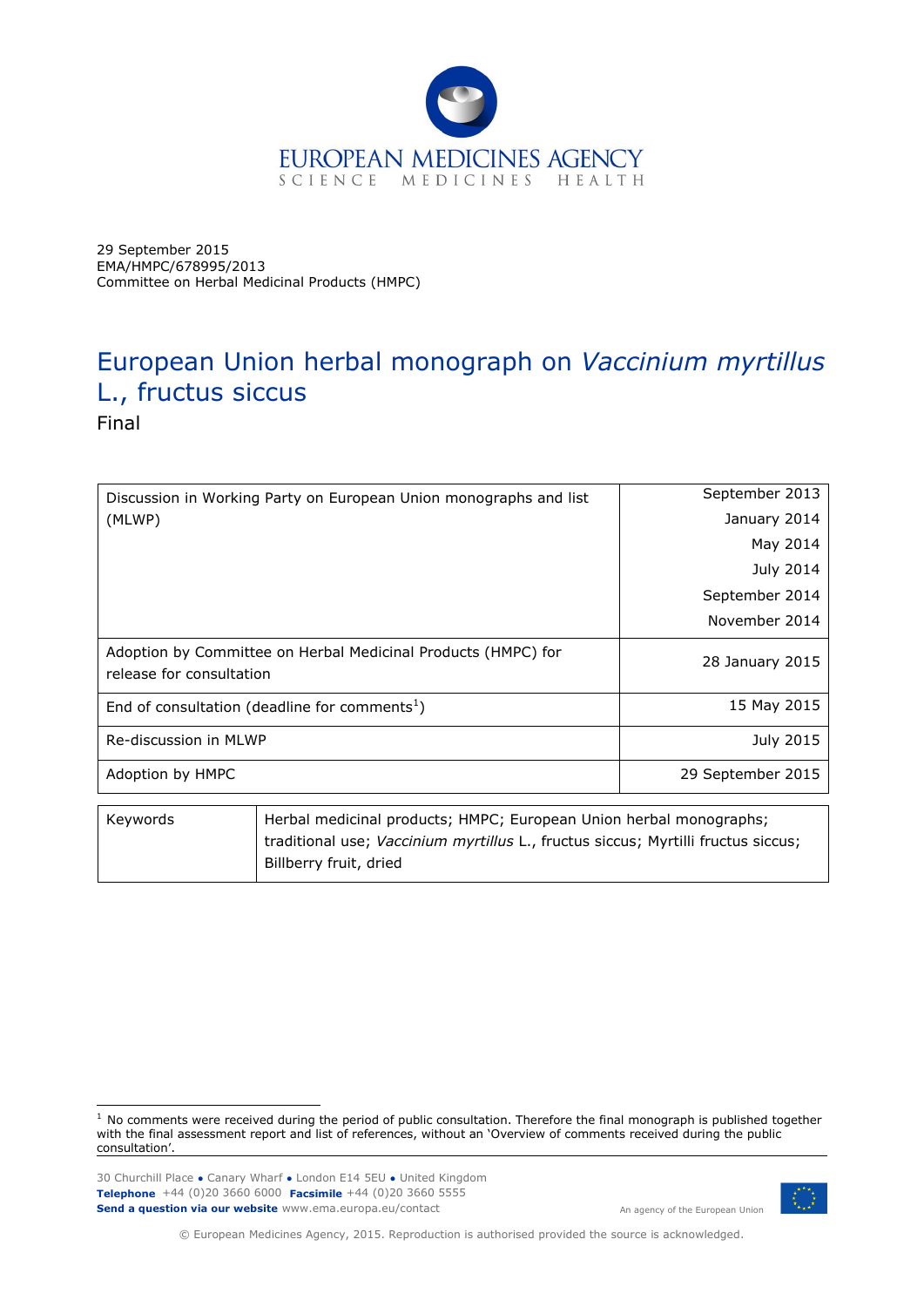EUROPEAN MEDICINES AGENCY
SCIENCE MEDICINES HEALTH

29 September 2015
EMA/HMPC/678995/2013
Committee on Herbal Medicinal Products (HMPC)

# European Union herbal monograph on *Vaccinium myrtillus* L., fructus siccus

Final

| | |
|---|---|
| Discussion in Working Party on European Union monographs and list (MLWP) | September 2013<br>January 2014<br>May 2014<br>July 2014<br>September 2014<br>November 2014 |
| Adoption by Committee on Herbal Medicinal Products (HMPC) for release for consultation | 28 January 2015 |
| End of consultation (deadline for comments[1]) | 15 May 2015 |
| Re-discussion in MLWP | July 2015 |
| Adoption by HMPC | 29 September 2015 |

| | |
|---|---|
| Keywords | Herbal medicinal products; HMPC; European Union herbal monographs; traditional use; *Vaccinium myrtillus* L., fructus siccus; Myrtilli fructus siccus; Billberry fruit, dried |

[1] No comments were received during the period of public consultation. Therefore the final monograph is published together with the final assessment report and list of references, without an 'Overview of comments received during the public consultation'.

30 Churchill Place ● Canary Wharf ● London E14 5EU ● United Kingdom
**Telephone** +44 (0)20 3660 6000 **Facsimile** +44 (0)20 3660 5555
**Send a question via our website** www.ema.europa.eu/contact

An agency of the European Union

© European Medicines Agency, 2015. Reproduction is authorised provided the source is acknowledged.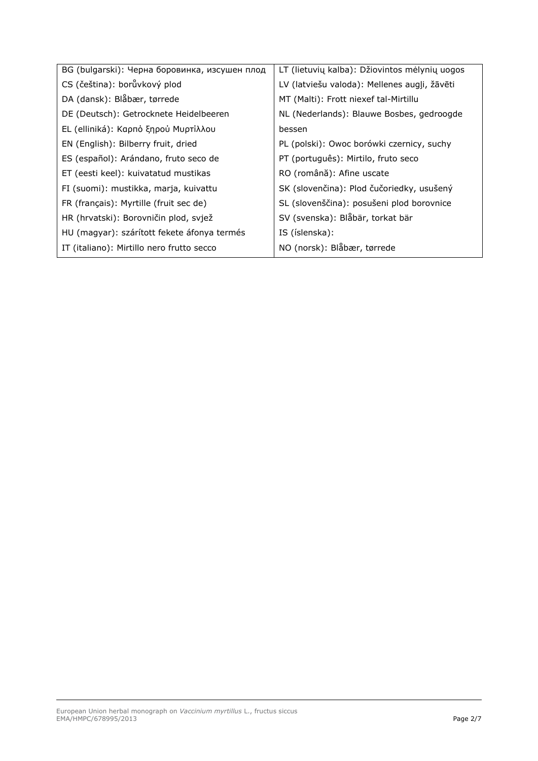| | |
|---|---|
| BG (bulgarski): Черна боровинка, изсушен плод | LT (lietuvių kalba): Džiovintos mėlynių uogos |
| CS (čeština): borůvkový plod | LV (latviešu valoda): Mellenes augļi, žāvēti |
| DA (dansk): Blåbær, tørrede | MT (Malti): Frott niexef tal-Mirtillu |
| DE (Deutsch): Getrocknete Heidelbeeren | NL (Nederlands): Blauwe Bosbes, gedroogde bessen |
| EL (elliniká): Καρπό ξηρού Μυρτίλλου | |
| EN (English): Bilberry fruit, dried | PL (polski): Owoc borówki czernicy, suchy |
| ES (español): Arándano, fruto seco de | PT (português): Mirtilo, fruto seco |
| ET (eesti keel): kuivatatud mustikas | RO (română): Afine uscate |
| FI (suomi): mustikka, marja, kuivattu | SK (slovenčina): Plod čučoriedky, usušený |
| FR (français): Myrtille (fruit sec de) | SL (slovenščina): posušeni plod borovnice |
| HR (hrvatski): Borovničin plod, svjež | SV (svenska): Blåbär, torkat bär |
| HU (magyar): szárított fekete áfonya termés | IS (íslenska): |
| IT (italiano): Mirtillo nero frutto secco | NO (norsk): Blåbær, tørrede |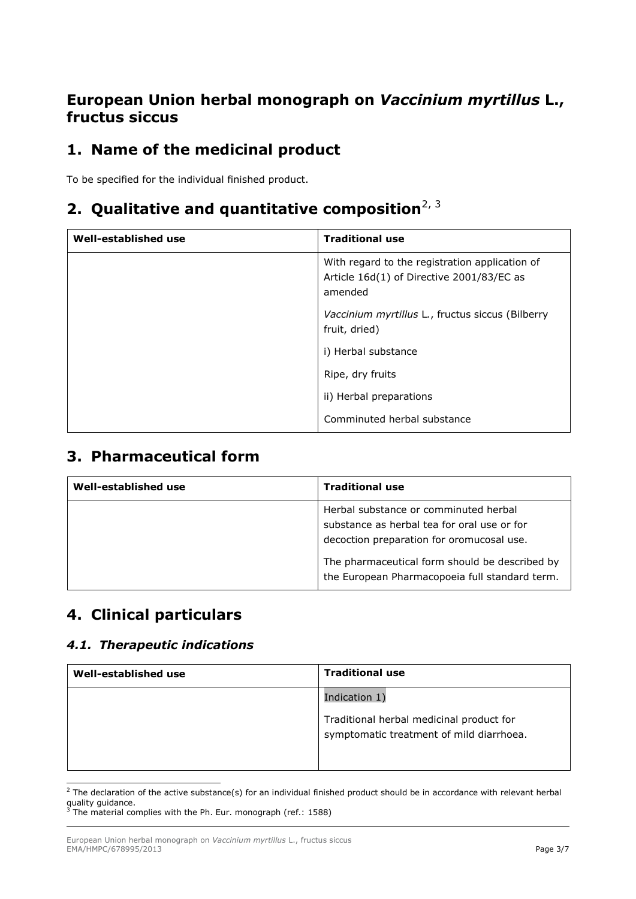# European Union herbal monograph on *Vaccinium myrtillus* L., fructus siccus

## 1. Name of the medicinal product

To be specified for the individual finished product.

## 2. Qualitative and quantitative composition[2, 3]

| Well-established use | Traditional use |
|---|---|
| | With regard to the registration application of Article 16d(1) of Directive 2001/83/EC as amended<br><br>*Vaccinium myrtillus* L., fructus siccus (Bilberry fruit, dried)<br><br>i) Herbal substance<br><br>Ripe, dry fruits<br><br>ii) Herbal preparations<br><br>Comminuted herbal substance |

## 3. Pharmaceutical form

| Well-established use | Traditional use |
|---|---|
| | Herbal substance or comminuted herbal substance as herbal tea for oral use or for decoction preparation for oromucosal use.<br><br>The pharmaceutical form should be described by the European Pharmacopoeia full standard term. |

## 4. Clinical particulars

### *4.1. Therapeutic indications*

| Well-established use | Traditional use |
|---|---|
| | Indication 1)<br><br>Traditional herbal medicinal product for symptomatic treatment of mild diarrhoea. |

[2] The declaration of the active substance(s) for an individual finished product should be in accordance with relevant herbal quality guidance.

[3] The material complies with the Ph. Eur. monograph (ref.: 1588)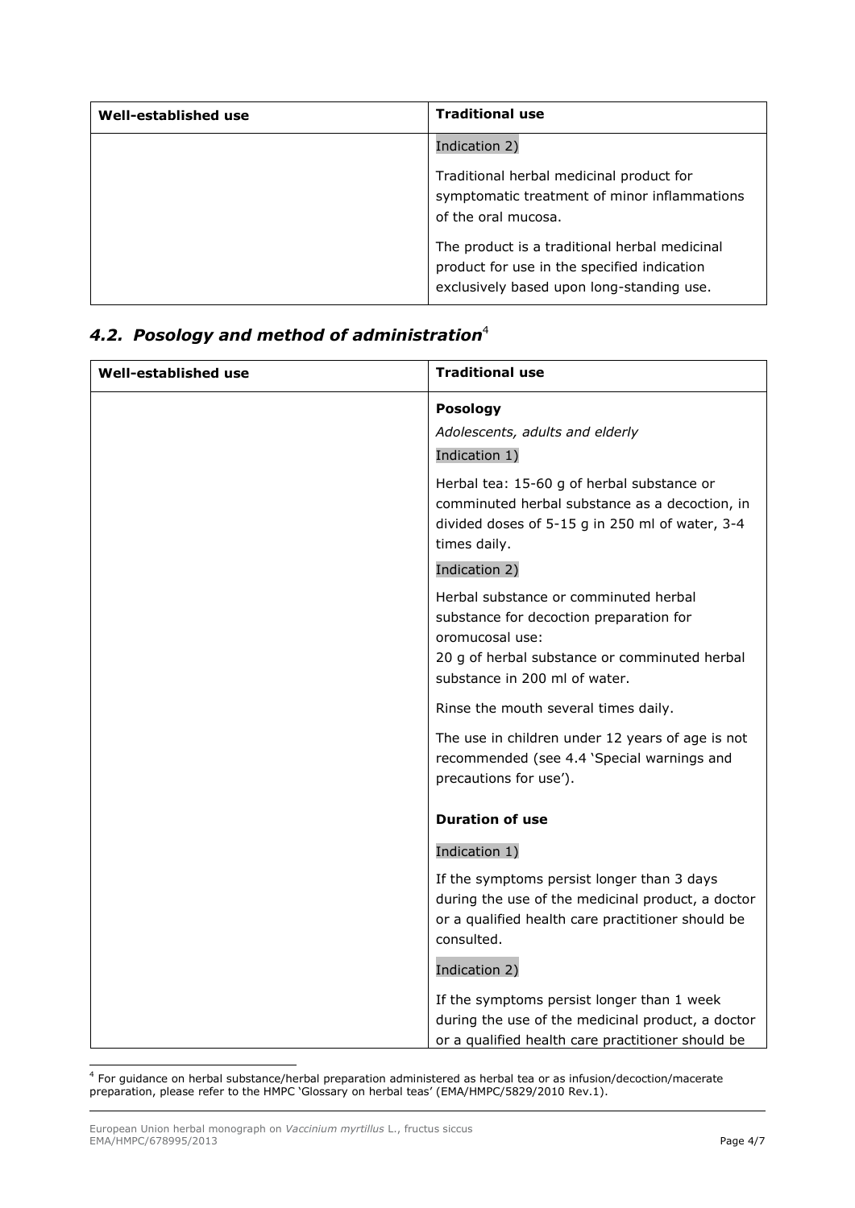| Well-established use | Traditional use |
|---|---|
| | Indication 2)<br><br>Traditional herbal medicinal product for symptomatic treatment of minor inflammations of the oral mucosa.<br><br>The product is a traditional herbal medicinal product for use in the specified indication exclusively based upon long-standing use. |

### *4.2. Posology and method of administration*[4]

| Well-established use | Traditional use |
|---|---|
| | **Posology**<br>*Adolescents, adults and elderly*<br>Indication 1)<br><br>Herbal tea: 15-60 g of herbal substance or comminuted herbal substance as a decoction, in divided doses of 5-15 g in 250 ml of water, 3-4 times daily.<br><br>Indication 2)<br><br>Herbal substance or comminuted herbal substance for decoction preparation for oromucosal use:<br>20 g of herbal substance or comminuted herbal substance in 200 ml of water.<br><br>Rinse the mouth several times daily.<br><br>The use in children under 12 years of age is not recommended (see 4.4 'Special warnings and precautions for use').<br><br>**Duration of use**<br><br>Indication 1)<br><br>If the symptoms persist longer than 3 days during the use of the medicinal product, a doctor or a qualified health care practitioner should be consulted.<br><br>Indication 2)<br><br>If the symptoms persist longer than 1 week during the use of the medicinal product, a doctor or a qualified health care practitioner should be |

[4] For guidance on herbal substance/herbal preparation administered as herbal tea or as infusion/decoction/macerate preparation, please refer to the HMPC 'Glossary on herbal teas' (EMA/HMPC/5829/2010 Rev.1).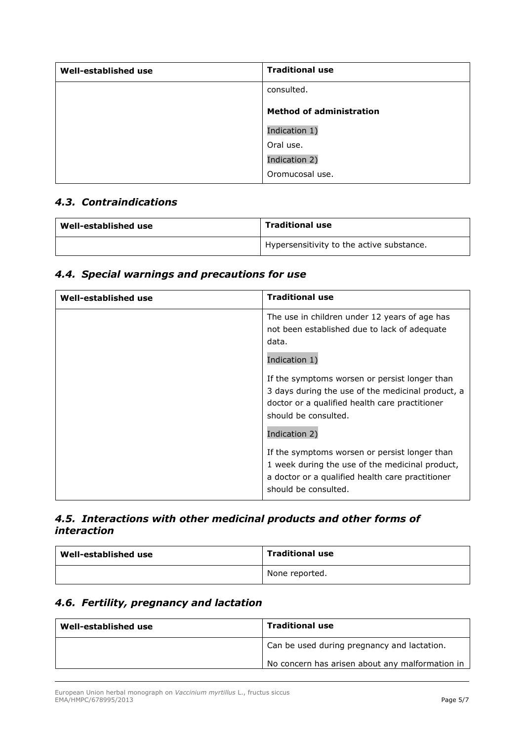| Well-established use | Traditional use |
|---|---|
| | consulted.<br><br>**Method of administration**<br><br>Indication 1)<br>Oral use.<br>Indication 2)<br>Oromucosal use. |

### *4.3. Contraindications*

| Well-established use | Traditional use |
|---|---|
| | Hypersensitivity to the active substance. |

### *4.4. Special warnings and precautions for use*

| Well-established use | Traditional use |
|---|---|
| | The use in children under 12 years of age has not been established due to lack of adequate data.<br><br>Indication 1)<br><br>If the symptoms worsen or persist longer than 3 days during the use of the medicinal product, a doctor or a qualified health care practitioner should be consulted.<br><br>Indication 2)<br><br>If the symptoms worsen or persist longer than 1 week during the use of the medicinal product, a doctor or a qualified health care practitioner should be consulted. |

### *4.5. Interactions with other medicinal products and other forms of interaction*

| Well-established use | Traditional use |
|---|---|
| | None reported. |

### *4.6. Fertility, pregnancy and lactation*

| Well-established use | Traditional use |
|---|---|
| | Can be used during pregnancy and lactation.<br><br>No concern has arisen about any malformation in |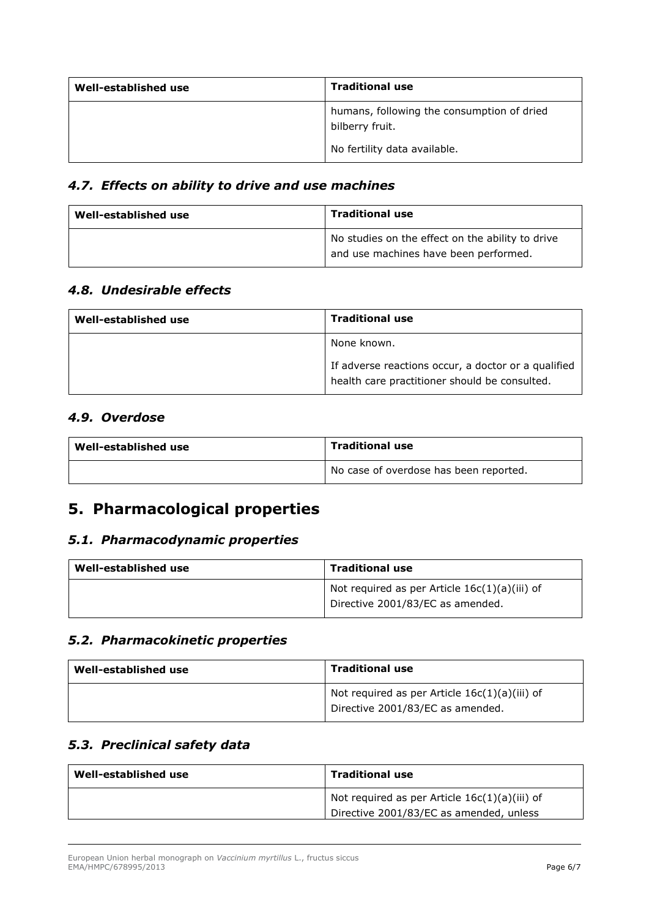| Well-established use | Traditional use |
|---|---|
| | humans, following the consumption of dried bilberry fruit.<br><br>No fertility data available. |

### *4.7. Effects on ability to drive and use machines*

| Well-established use | Traditional use |
|---|---|
| | No studies on the effect on the ability to drive and use machines have been performed. |

### *4.8. Undesirable effects*

| Well-established use | Traditional use |
|---|---|
| | None known.<br><br>If adverse reactions occur, a doctor or a qualified health care practitioner should be consulted. |

### *4.9. Overdose*

| Well-established use | Traditional use |
|---|---|
| | No case of overdose has been reported. |

## 5. Pharmacological properties

### *5.1. Pharmacodynamic properties*

| Well-established use | Traditional use |
|---|---|
| | Not required as per Article 16c(1)(a)(iii) of Directive 2001/83/EC as amended. |

### *5.2. Pharmacokinetic properties*

| Well-established use | Traditional use |
|---|---|
| | Not required as per Article 16c(1)(a)(iii) of Directive 2001/83/EC as amended. |

### *5.3. Preclinical safety data*

| Well-established use | Traditional use |
|---|---|
| | Not required as per Article 16c(1)(a)(iii) of Directive 2001/83/EC as amended, unless |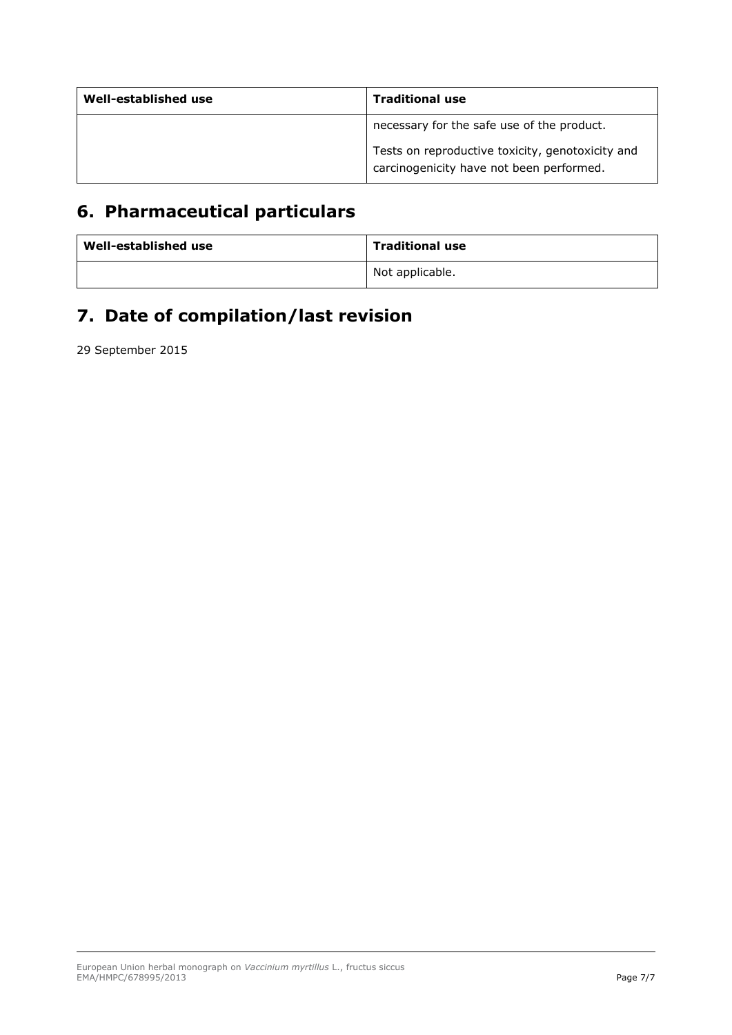| Well-established use | Traditional use |
| --- | --- |
| | necessary for the safe use of the product.<br><br>Tests on reproductive toxicity, genotoxicity and carcinogenicity have not been performed. |

## 6. Pharmaceutical particulars

| Well-established use | Traditional use |
| --- | --- |
| | Not applicable. |

## 7. Date of compilation/last revision

29 September 2015